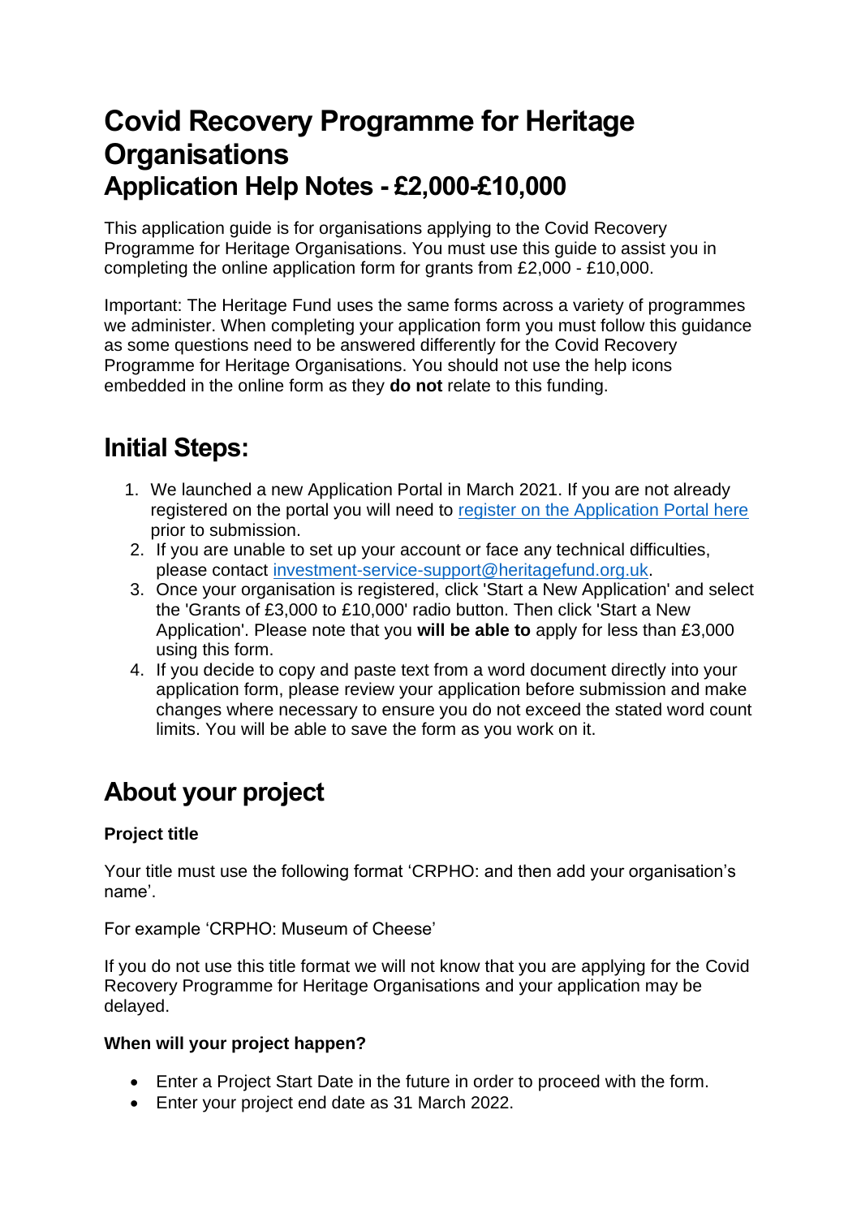# Covid Recovery Programme for Heritage Organisations
## Application Help Notes - £2,000-£10,000

This application guide is for organisations applying to the Covid Recovery Programme for Heritage Organisations. You must use this guide to assist you in completing the online application form for grants from £2,000 - £10,000.

Important: The Heritage Fund uses the same forms across a variety of programmes we administer. When completing your application form you must follow this guidance as some questions need to be answered differently for the Covid Recovery Programme for Heritage Organisations. You should not use the help icons embedded in the online form as they **do not** relate to this funding.

## Initial Steps:

1. We launched a new Application Portal in March 2021. If you are not already registered on the portal you will need to register on the Application Portal here prior to submission.
2. If you are unable to set up your account or face any technical difficulties, please contact investment-service-support@heritagefund.org.uk.
3. Once your organisation is registered, click 'Start a New Application' and select the 'Grants of £3,000 to £10,000' radio button. Then click 'Start a New Application'. Please note that you **will be able to** apply for less than £3,000 using this form.
4. If you decide to copy and paste text from a word document directly into your application form, please review your application before submission and make changes where necessary to ensure you do not exceed the stated word count limits. You will be able to save the form as you work on it.

## About your project

**Project title**

Your title must use the following format 'CRPHO: and then add your organisation's name'.

For example 'CRPHO: Museum of Cheese'

If you do not use this title format we will not know that you are applying for the Covid Recovery Programme for Heritage Organisations and your application may be delayed.

**When will your project happen?**

- Enter a Project Start Date in the future in order to proceed with the form.
- Enter your project end date as 31 March 2022.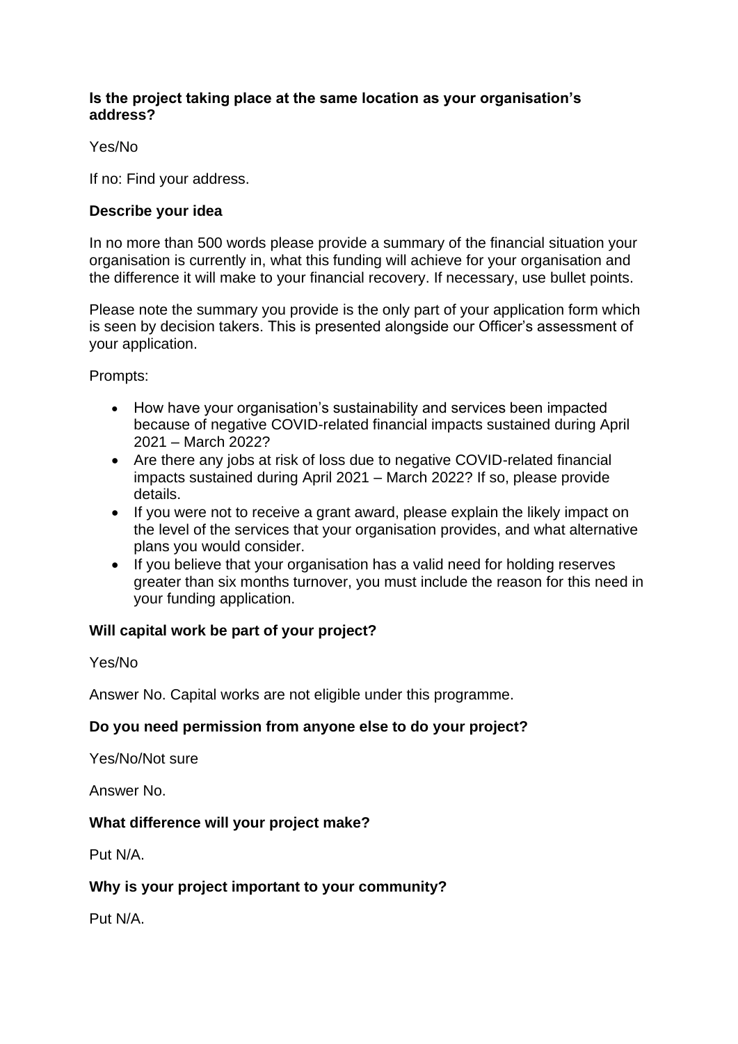**Is the project taking place at the same location as your organisation's address?**

Yes/No

If no: Find your address.

**Describe your idea**

In no more than 500 words please provide a summary of the financial situation your organisation is currently in, what this funding will achieve for your organisation and the difference it will make to your financial recovery. If necessary, use bullet points.

Please note the summary you provide is the only part of your application form which is seen by decision takers. This is presented alongside our Officer's assessment of your application.

Prompts:

- How have your organisation's sustainability and services been impacted because of negative COVID-related financial impacts sustained during April 2021 – March 2022?
- Are there any jobs at risk of loss due to negative COVID-related financial impacts sustained during April 2021 – March 2022? If so, please provide details.
- If you were not to receive a grant award, please explain the likely impact on the level of the services that your organisation provides, and what alternative plans you would consider.
- If you believe that your organisation has a valid need for holding reserves greater than six months turnover, you must include the reason for this need in your funding application.

**Will capital work be part of your project?**

Yes/No

Answer No. Capital works are not eligible under this programme.

**Do you need permission from anyone else to do your project?**

Yes/No/Not sure

Answer No.

**What difference will your project make?**

Put N/A.

**Why is your project important to your community?**

Put N/A.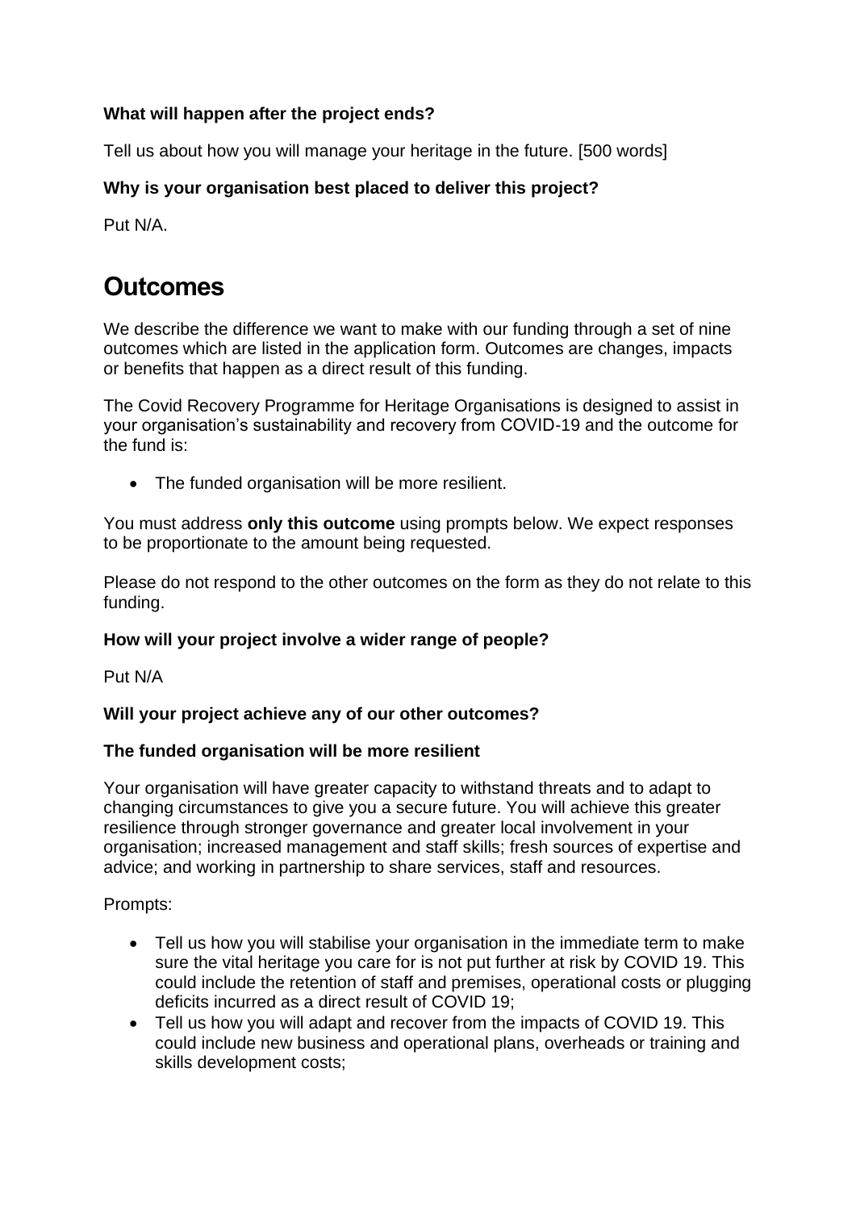**What will happen after the project ends?**

Tell us about how you will manage your heritage in the future. [500 words]

**Why is your organisation best placed to deliver this project?**

Put N/A.

# Outcomes

We describe the difference we want to make with our funding through a set of nine outcomes which are listed in the application form. Outcomes are changes, impacts or benefits that happen as a direct result of this funding.

The Covid Recovery Programme for Heritage Organisations is designed to assist in your organisation's sustainability and recovery from COVID-19 and the outcome for the fund is:

- The funded organisation will be more resilient.

You must address **only this outcome** using prompts below. We expect responses to be proportionate to the amount being requested.

Please do not respond to the other outcomes on the form as they do not relate to this funding.

**How will your project involve a wider range of people?**

Put N/A

**Will your project achieve any of our other outcomes?**

**The funded organisation will be more resilient**

Your organisation will have greater capacity to withstand threats and to adapt to changing circumstances to give you a secure future. You will achieve this greater resilience through stronger governance and greater local involvement in your organisation; increased management and staff skills; fresh sources of expertise and advice; and working in partnership to share services, staff and resources.

Prompts:

- Tell us how you will stabilise your organisation in the immediate term to make sure the vital heritage you care for is not put further at risk by COVID 19. This could include the retention of staff and premises, operational costs or plugging deficits incurred as a direct result of COVID 19;
- Tell us how you will adapt and recover from the impacts of COVID 19. This could include new business and operational plans, overheads or training and skills development costs;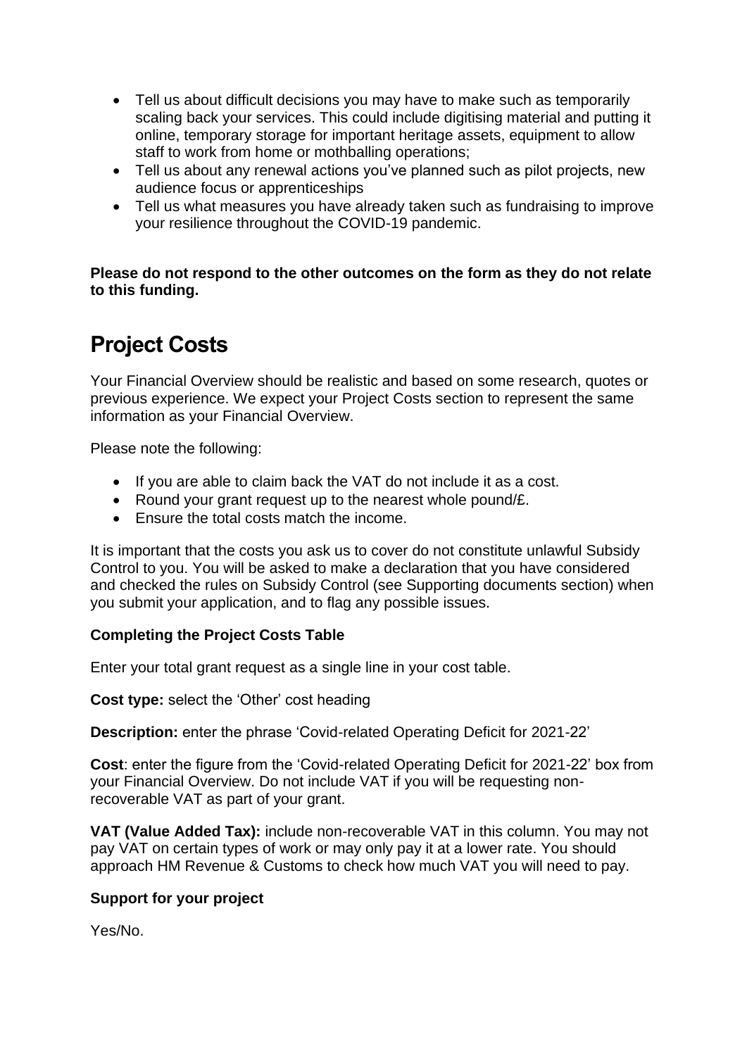- Tell us about difficult decisions you may have to make such as temporarily scaling back your services. This could include digitising material and putting it online, temporary storage for important heritage assets, equipment to allow staff to work from home or mothballing operations;
- Tell us about any renewal actions you've planned such as pilot projects, new audience focus or apprenticeships
- Tell us what measures you have already taken such as fundraising to improve your resilience throughout the COVID-19 pandemic.

**Please do not respond to the other outcomes on the form as they do not relate to this funding.**

# Project Costs

Your Financial Overview should be realistic and based on some research, quotes or previous experience. We expect your Project Costs section to represent the same information as your Financial Overview.

Please note the following:

- If you are able to claim back the VAT do not include it as a cost.
- Round your grant request up to the nearest whole pound/£.
- Ensure the total costs match the income.

It is important that the costs you ask us to cover do not constitute unlawful Subsidy Control to you. You will be asked to make a declaration that you have considered and checked the rules on Subsidy Control (see Supporting documents section) when you submit your application, and to flag any possible issues.

**Completing the Project Costs Table**

Enter your total grant request as a single line in your cost table.

**Cost type:** select the 'Other' cost heading

**Description:** enter the phrase 'Covid-related Operating Deficit for 2021-22'

**Cost**: enter the figure from the 'Covid-related Operating Deficit for 2021-22' box from your Financial Overview. Do not include VAT if you will be requesting non-recoverable VAT as part of your grant.

**VAT (Value Added Tax):** include non-recoverable VAT in this column. You may not pay VAT on certain types of work or may only pay it at a lower rate. You should approach HM Revenue & Customs to check how much VAT you will need to pay.

**Support for your project**

Yes/No.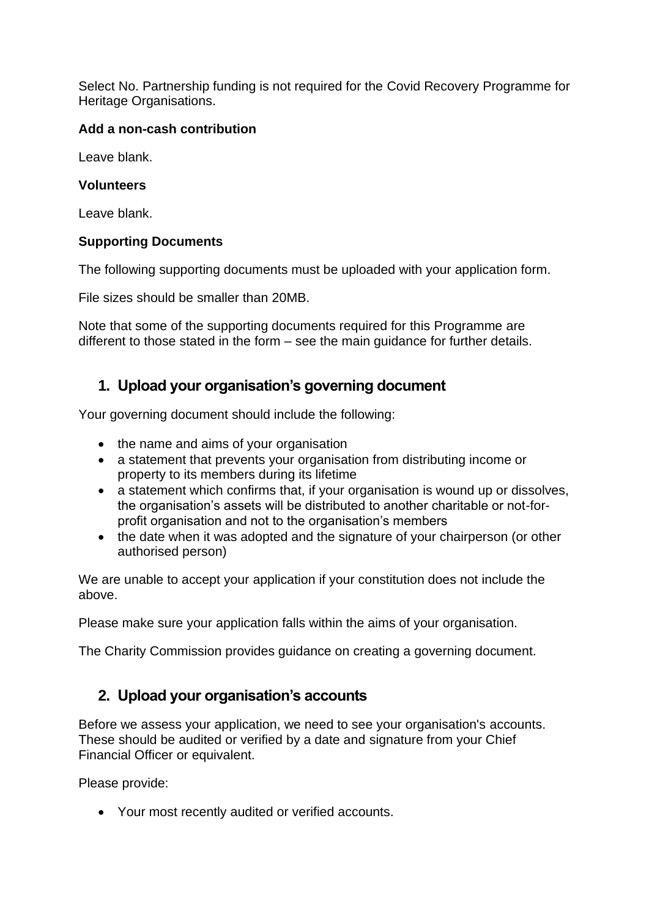Select No. Partnership funding is not required for the Covid Recovery Programme for Heritage Organisations.

**Add a non-cash contribution**

Leave blank.

**Volunteers**

Leave blank.

**Supporting Documents**

The following supporting documents must be uploaded with your application form.

File sizes should be smaller than 20MB.

Note that some of the supporting documents required for this Programme are different to those stated in the form – see the main guidance for further details.

## 1. Upload your organisation's governing document

Your governing document should include the following:

- the name and aims of your organisation
- a statement that prevents your organisation from distributing income or property to its members during its lifetime
- a statement which confirms that, if your organisation is wound up or dissolves, the organisation's assets will be distributed to another charitable or not-for-profit organisation and not to the organisation's members
- the date when it was adopted and the signature of your chairperson (or other authorised person)

We are unable to accept your application if your constitution does not include the above.

Please make sure your application falls within the aims of your organisation.

The Charity Commission provides guidance on creating a governing document.

## 2. Upload your organisation's accounts

Before we assess your application, we need to see your organisation's accounts. These should be audited or verified by a date and signature from your Chief Financial Officer or equivalent.

Please provide:

- Your most recently audited or verified accounts.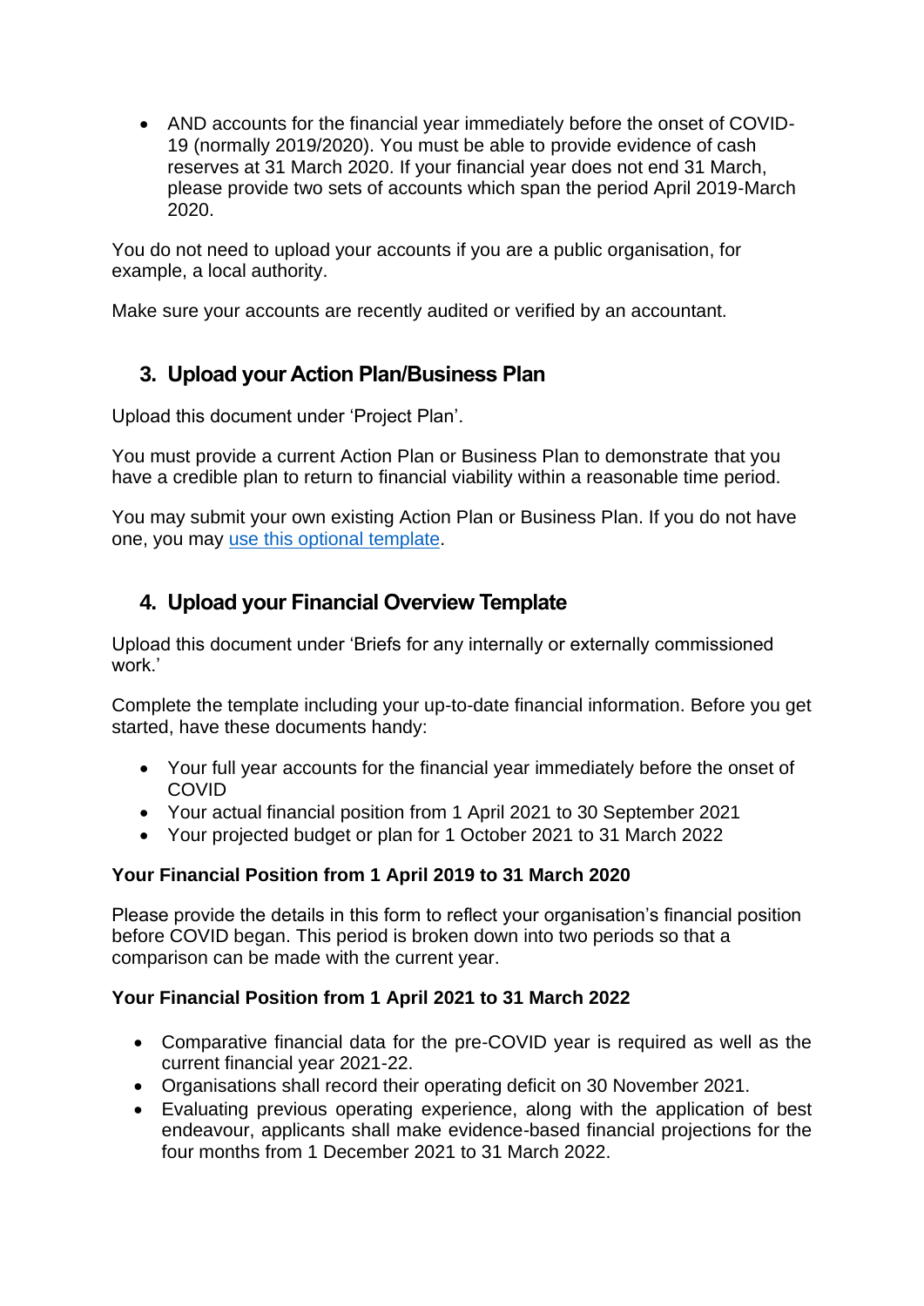- AND accounts for the financial year immediately before the onset of COVID-19 (normally 2019/2020). You must be able to provide evidence of cash reserves at 31 March 2020. If your financial year does not end 31 March, please provide two sets of accounts which span the period April 2019-March 2020.

You do not need to upload your accounts if you are a public organisation, for example, a local authority.

Make sure your accounts are recently audited or verified by an accountant.

## 3. Upload your Action Plan/Business Plan

Upload this document under 'Project Plan'.

You must provide a current Action Plan or Business Plan to demonstrate that you have a credible plan to return to financial viability within a reasonable time period.

You may submit your own existing Action Plan or Business Plan. If you do not have one, you may use this optional template.

## 4. Upload your Financial Overview Template

Upload this document under 'Briefs for any internally or externally commissioned work.'

Complete the template including your up-to-date financial information. Before you get started, have these documents handy:

- Your full year accounts for the financial year immediately before the onset of COVID
- Your actual financial position from 1 April 2021 to 30 September 2021
- Your projected budget or plan for 1 October 2021 to 31 March 2022

**Your Financial Position from 1 April 2019 to 31 March 2020**

Please provide the details in this form to reflect your organisation's financial position before COVID began. This period is broken down into two periods so that a comparison can be made with the current year.

**Your Financial Position from 1 April 2021 to 31 March 2022**

- Comparative financial data for the pre-COVID year is required as well as the current financial year 2021-22.
- Organisations shall record their operating deficit on 30 November 2021.
- Evaluating previous operating experience, along with the application of best endeavour, applicants shall make evidence-based financial projections for the four months from 1 December 2021 to 31 March 2022.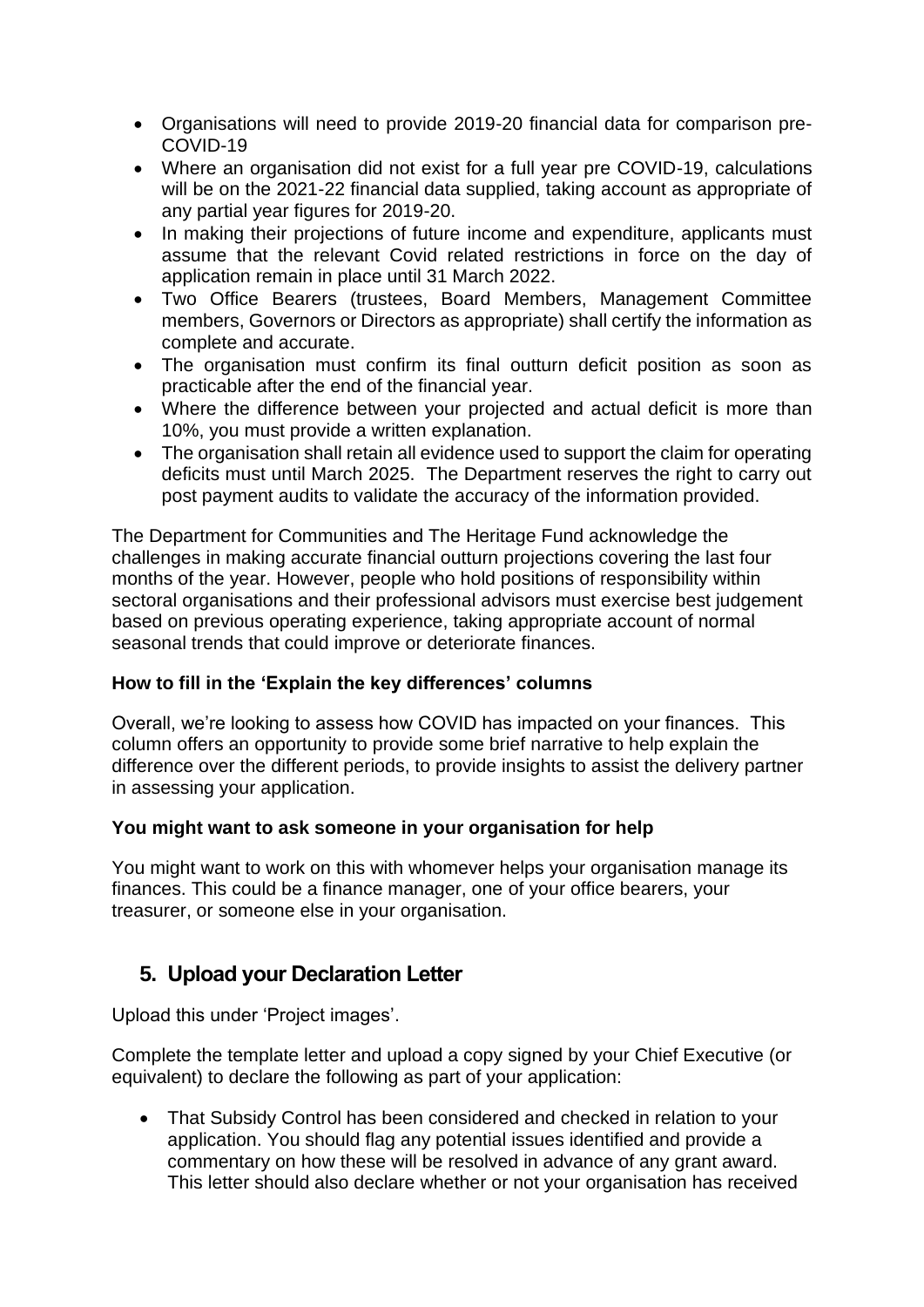- Organisations will need to provide 2019-20 financial data for comparison pre-COVID-19
- Where an organisation did not exist for a full year pre COVID-19, calculations will be on the 2021-22 financial data supplied, taking account as appropriate of any partial year figures for 2019-20.
- In making their projections of future income and expenditure, applicants must assume that the relevant Covid related restrictions in force on the day of application remain in place until 31 March 2022.
- Two Office Bearers (trustees, Board Members, Management Committee members, Governors or Directors as appropriate) shall certify the information as complete and accurate.
- The organisation must confirm its final outturn deficit position as soon as practicable after the end of the financial year.
- Where the difference between your projected and actual deficit is more than 10%, you must provide a written explanation.
- The organisation shall retain all evidence used to support the claim for operating deficits must until March 2025. The Department reserves the right to carry out post payment audits to validate the accuracy of the information provided.

The Department for Communities and The Heritage Fund acknowledge the challenges in making accurate financial outturn projections covering the last four months of the year. However, people who hold positions of responsibility within sectoral organisations and their professional advisors must exercise best judgement based on previous operating experience, taking appropriate account of normal seasonal trends that could improve or deteriorate finances.

**How to fill in the 'Explain the key differences' columns**

Overall, we're looking to assess how COVID has impacted on your finances. This column offers an opportunity to provide some brief narrative to help explain the difference over the different periods, to provide insights to assist the delivery partner in assessing your application.

**You might want to ask someone in your organisation for help**

You might want to work on this with whomever helps your organisation manage its finances. This could be a finance manager, one of your office bearers, your treasurer, or someone else in your organisation.

## 5. Upload your Declaration Letter

Upload this under 'Project images'.

Complete the template letter and upload a copy signed by your Chief Executive (or equivalent) to declare the following as part of your application:

- That Subsidy Control has been considered and checked in relation to your application. You should flag any potential issues identified and provide a commentary on how these will be resolved in advance of any grant award. This letter should also declare whether or not your organisation has received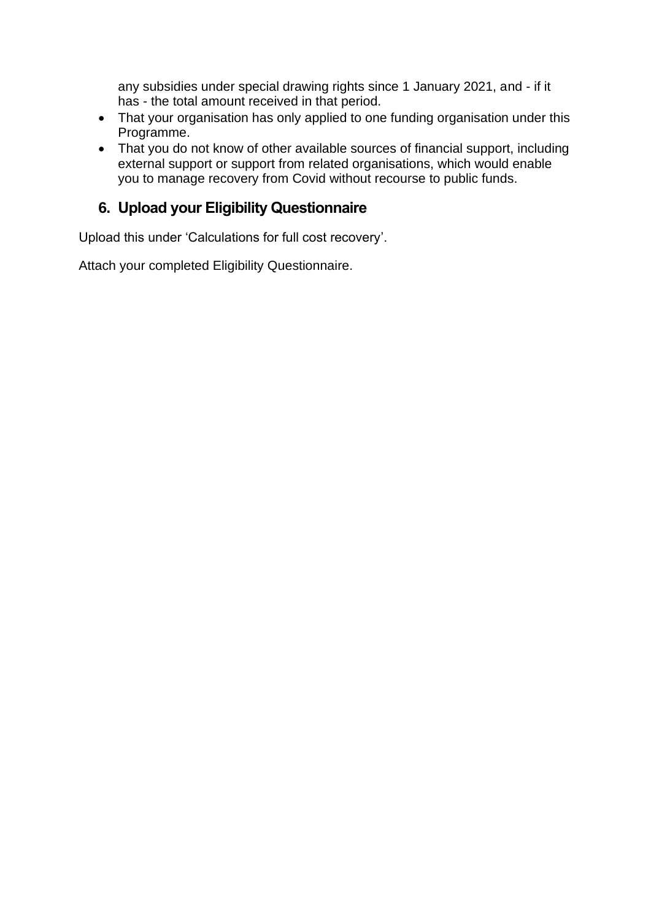any subsidies under special drawing rights since 1 January 2021, and - if it has - the total amount received in that period.

- That your organisation has only applied to one funding organisation under this Programme.
- That you do not know of other available sources of financial support, including external support or support from related organisations, which would enable you to manage recovery from Covid without recourse to public funds.

## 6. Upload your Eligibility Questionnaire

Upload this under 'Calculations for full cost recovery'.

Attach your completed Eligibility Questionnaire.